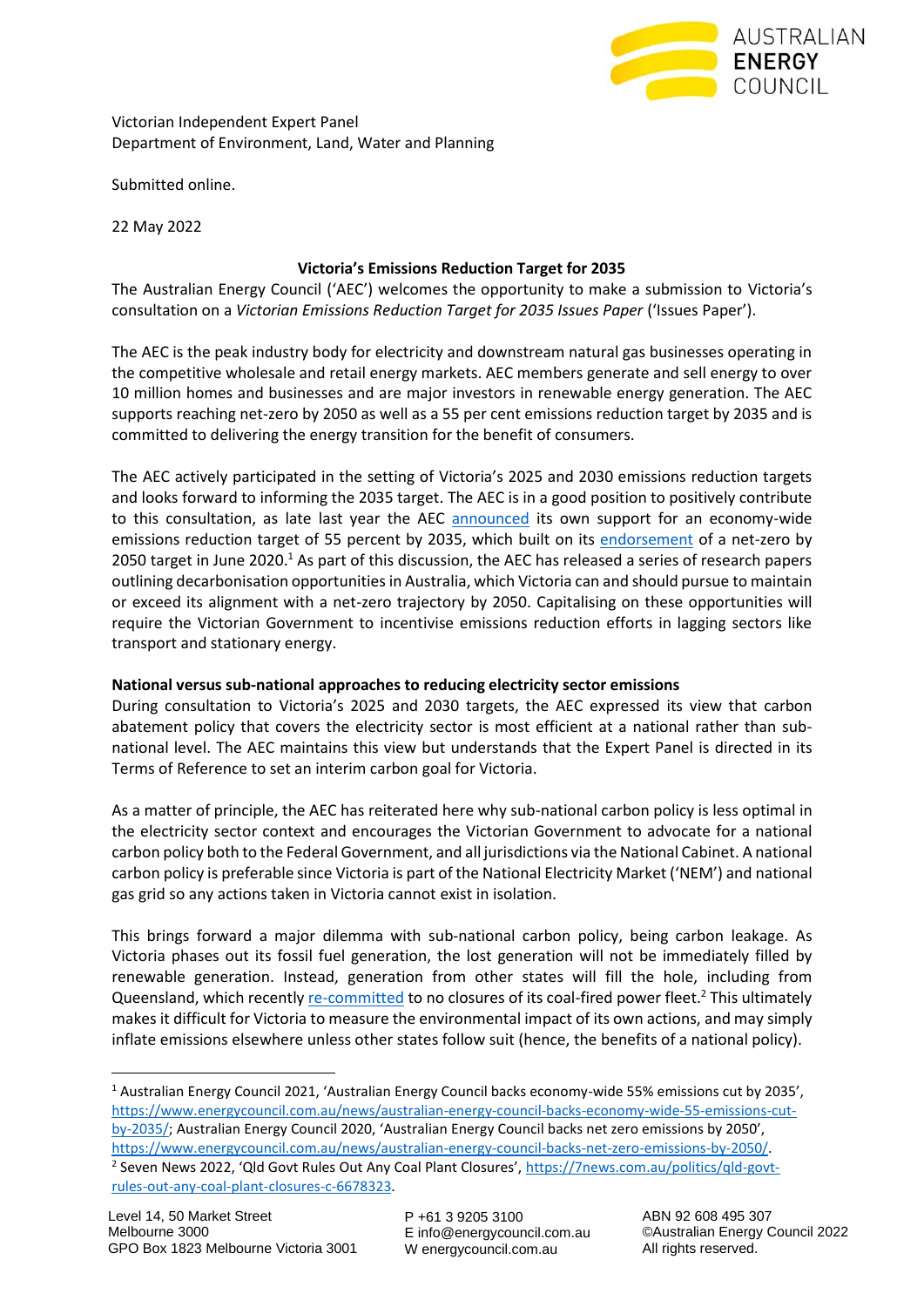AUSTRALIAN ENERGY COUNCIL

Victorian Independent Expert Panel
Department of Environment, Land, Water and Planning

Submitted online.

22 May 2022

**Victoria's Emissions Reduction Target for 2035**

The Australian Energy Council ('AEC') welcomes the opportunity to make a submission to Victoria's consultation on a *Victorian Emissions Reduction Target for 2035 Issues Paper* ('Issues Paper').

The AEC is the peak industry body for electricity and downstream natural gas businesses operating in the competitive wholesale and retail energy markets. AEC members generate and sell energy to over 10 million homes and businesses and are major investors in renewable energy generation. The AEC supports reaching net-zero by 2050 as well as a 55 per cent emissions reduction target by 2035 and is committed to delivering the energy transition for the benefit of consumers.

The AEC actively participated in the setting of Victoria's 2025 and 2030 emissions reduction targets and looks forward to informing the 2035 target. The AEC is in a good position to positively contribute to this consultation, as late last year the AEC announced its own support for an economy-wide emissions reduction target of 55 percent by 2035, which built on its endorsement of a net-zero by 2050 target in June 2020.[1] As part of this discussion, the AEC has released a series of research papers outlining decarbonisation opportunities in Australia, which Victoria can and should pursue to maintain or exceed its alignment with a net-zero trajectory by 2050. Capitalising on these opportunities will require the Victorian Government to incentivise emissions reduction efforts in lagging sectors like transport and stationary energy.

**National versus sub-national approaches to reducing electricity sector emissions**

During consultation to Victoria's 2025 and 2030 targets, the AEC expressed its view that carbon abatement policy that covers the electricity sector is most efficient at a national rather than sub-national level. The AEC maintains this view but understands that the Expert Panel is directed in its Terms of Reference to set an interim carbon goal for Victoria.

As a matter of principle, the AEC has reiterated here why sub-national carbon policy is less optimal in the electricity sector context and encourages the Victorian Government to advocate for a national carbon policy both to the Federal Government, and all jurisdictions via the National Cabinet. A national carbon policy is preferable since Victoria is part of the National Electricity Market ('NEM') and national gas grid so any actions taken in Victoria cannot exist in isolation.

This brings forward a major dilemma with sub-national carbon policy, being carbon leakage. As Victoria phases out its fossil fuel generation, the lost generation will not be immediately filled by renewable generation. Instead, generation from other states will fill the hole, including from Queensland, which recently re-committed to no closures of its coal-fired power fleet.[2] This ultimately makes it difficult for Victoria to measure the environmental impact of its own actions, and may simply inflate emissions elsewhere unless other states follow suit (hence, the benefits of a national policy).

---

[1] Australian Energy Council 2021, 'Australian Energy Council backs economy-wide 55% emissions cut by 2035', https://www.energycouncil.com.au/news/australian-energy-council-backs-economy-wide-55-emissions-cut-by-2035/; Australian Energy Council 2020, 'Australian Energy Council backs net zero emissions by 2050', https://www.energycouncil.com.au/news/australian-energy-council-backs-net-zero-emissions-by-2050/.

[2] Seven News 2022, 'Qld Govt Rules Out Any Coal Plant Closures', https://7news.com.au/politics/qld-govt-rules-out-any-coal-plant-closures-c-6678323.

Level 14, 50 Market Street
Melbourne 3000
GPO Box 1823 Melbourne Victoria 3001

P +61 3 9205 3100
E info@energycouncil.com.au
W energycouncil.com.au

ABN 92 608 495 307
©Australian Energy Council 2022
All rights reserved.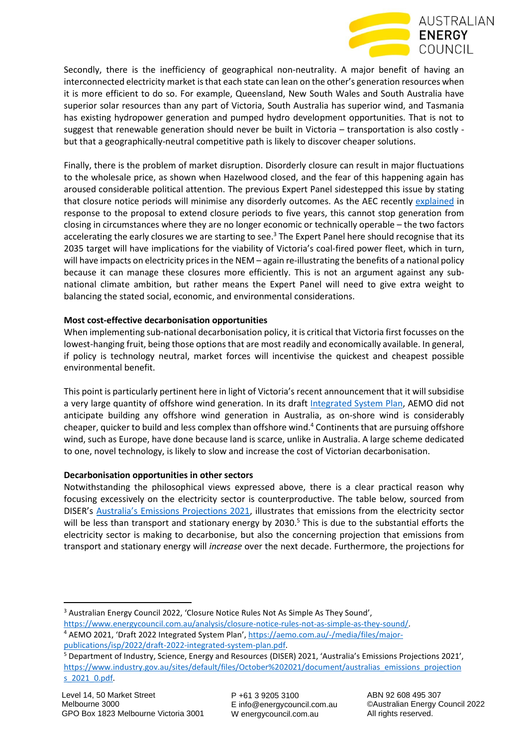Secondly, there is the inefficiency of geographical non-neutrality. A major benefit of having an interconnected electricity market is that each state can lean on the other's generation resources when it is more efficient to do so. For example, Queensland, New South Wales and South Australia have superior solar resources than any part of Victoria, South Australia has superior wind, and Tasmania has existing hydropower generation and pumped hydro development opportunities. That is not to suggest that renewable generation should never be built in Victoria – transportation is also costly - but that a geographically-neutral competitive path is likely to discover cheaper solutions.

Finally, there is the problem of market disruption. Disorderly closure can result in major fluctuations to the wholesale price, as shown when Hazelwood closed, and the fear of this happening again has aroused considerable political attention. The previous Expert Panel sidestepped this issue by stating that closure notice periods will minimise any disorderly outcomes. As the AEC recently explained in response to the proposal to extend closure periods to five years, this cannot stop generation from closing in circumstances where they are no longer economic or technically operable – the two factors accelerating the early closures we are starting to see.[3] The Expert Panel here should recognise that its 2035 target will have implications for the viability of Victoria's coal-fired power fleet, which in turn, will have impacts on electricity prices in the NEM – again re-illustrating the benefits of a national policy because it can manage these closures more efficiently. This is not an argument against any sub-national climate ambition, but rather means the Expert Panel will need to give extra weight to balancing the stated social, economic, and environmental considerations.

**Most cost-effective decarbonisation opportunities**

When implementing sub-national decarbonisation policy, it is critical that Victoria first focusses on the lowest-hanging fruit, being those options that are most readily and economically available. In general, if policy is technology neutral, market forces will incentivise the quickest and cheapest possible environmental benefit.

This point is particularly pertinent here in light of Victoria's recent announcement that it will subsidise a very large quantity of offshore wind generation. In its draft Integrated System Plan, AEMO did not anticipate building any offshore wind generation in Australia, as on-shore wind is considerably cheaper, quicker to build and less complex than offshore wind.[4] Continents that are pursuing offshore wind, such as Europe, have done because land is scarce, unlike in Australia. A large scheme dedicated to one, novel technology, is likely to slow and increase the cost of Victorian decarbonisation.

**Decarbonisation opportunities in other sectors**

Notwithstanding the philosophical views expressed above, there is a clear practical reason why focusing excessively on the electricity sector is counterproductive. The table below, sourced from DISER's Australia's Emissions Projections 2021, illustrates that emissions from the electricity sector will be less than transport and stationary energy by 2030.[5] This is due to the substantial efforts the electricity sector is making to decarbonise, but also the concerning projection that emissions from transport and stationary energy will *increase* over the next decade. Furthermore, the projections for

---

[3] Australian Energy Council 2022, 'Closure Notice Rules Not As Simple As They Sound', https://www.energycouncil.com.au/analysis/closure-notice-rules-not-as-simple-as-they-sound/.

[4] AEMO 2021, 'Draft 2022 Integrated System Plan', https://aemo.com.au/-/media/files/major-publications/isp/2022/draft-2022-integrated-system-plan.pdf.

[5] Department of Industry, Science, Energy and Resources (DISER) 2021, 'Australia's Emissions Projections 2021', https://www.industry.gov.au/sites/default/files/October%202021/document/australias_emissions_projections_2021_0.pdf.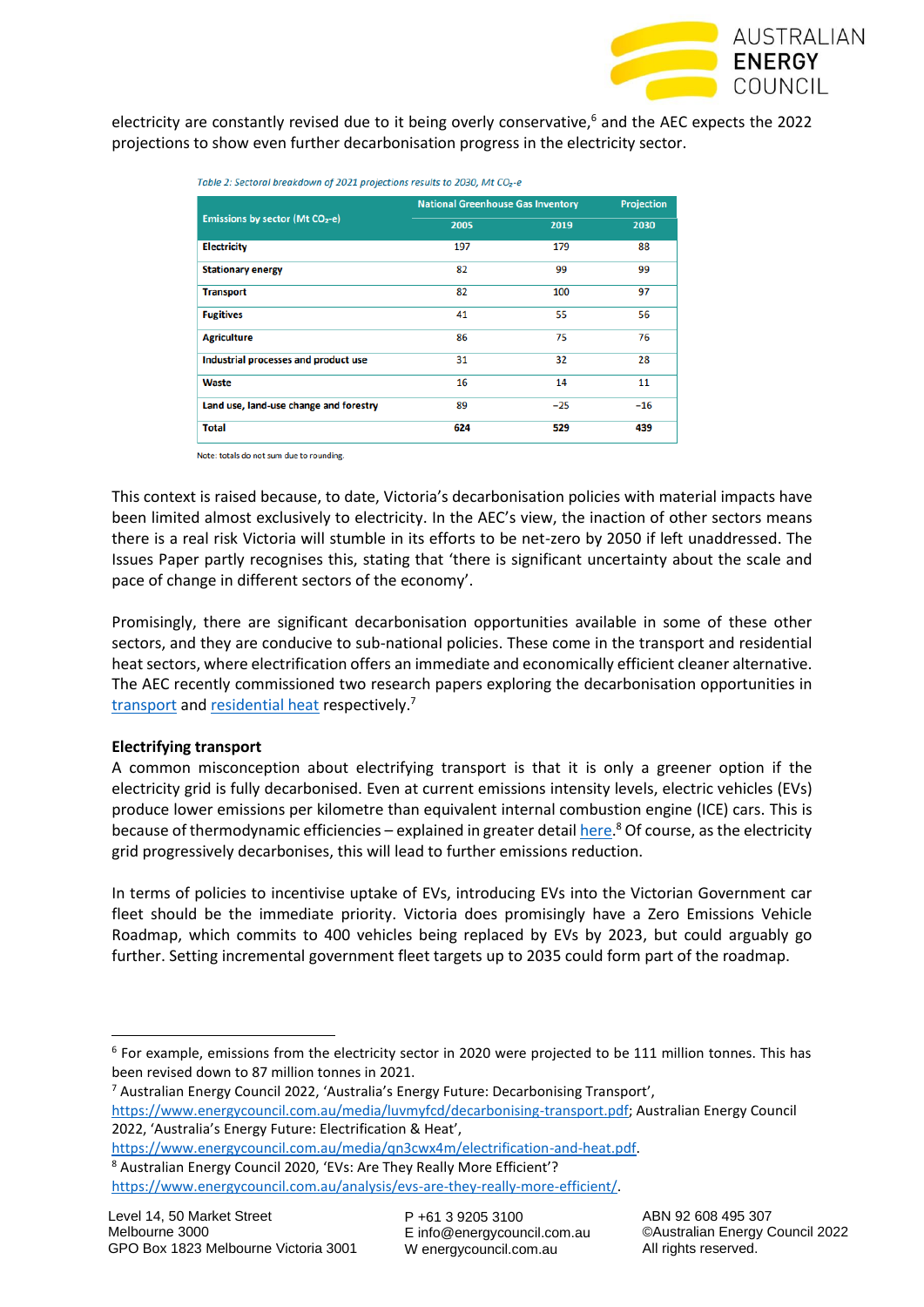electricity are constantly revised due to it being overly conservative,[6] and the AEC expects the 2022 projections to show even further decarbonisation progress in the electricity sector.

*Table 2: Sectoral breakdown of 2021 projections results to 2030, Mt $CO_2$-e*

| Emissions by sector (Mt $CO_2$-e) | National Greenhouse Gas Inventory | | Projection |
|---|---|---|---|
| | 2005 | 2019 | 2030 |
| **Electricity** | 197 | 179 | 88 |
| **Stationary energy** | 82 | 99 | 99 |
| **Transport** | 82 | 100 | 97 |
| **Fugitives** | 41 | 55 | 56 |
| **Agriculture** | 86 | 75 | 76 |
| **Industrial processes and product use** | 31 | 32 | 28 |
| **Waste** | 16 | 14 | 11 |
| **Land use, land-use change and forestry** | 89 | −25 | −16 |
| **Total** | **624** | **529** | **439** |

Note: totals do not sum due to rounding.

This context is raised because, to date, Victoria's decarbonisation policies with material impacts have been limited almost exclusively to electricity. In the AEC's view, the inaction of other sectors means there is a real risk Victoria will stumble in its efforts to be net-zero by 2050 if left unaddressed. The Issues Paper partly recognises this, stating that 'there is significant uncertainty about the scale and pace of change in different sectors of the economy'.

Promisingly, there are significant decarbonisation opportunities available in some of these other sectors, and they are conducive to sub-national policies. These come in the transport and residential heat sectors, where electrification offers an immediate and economically efficient cleaner alternative. The AEC recently commissioned two research papers exploring the decarbonisation opportunities in transport and residential heat respectively.[7]

**Electrifying transport**

A common misconception about electrifying transport is that it is only a greener option if the electricity grid is fully decarbonised. Even at current emissions intensity levels, electric vehicles (EVs) produce lower emissions per kilometre than equivalent internal combustion engine (ICE) cars. This is because of thermodynamic efficiencies – explained in greater detail here.[8] Of course, as the electricity grid progressively decarbonises, this will lead to further emissions reduction.

In terms of policies to incentivise uptake of EVs, introducing EVs into the Victorian Government car fleet should be the immediate priority. Victoria does promisingly have a Zero Emissions Vehicle Roadmap, which commits to 400 vehicles being replaced by EVs by 2023, but could arguably go further. Setting incremental government fleet targets up to 2035 could form part of the roadmap.

---

[6] For example, emissions from the electricity sector in 2020 were projected to be 111 million tonnes. This has been revised down to 87 million tonnes in 2021.

[7] Australian Energy Council 2022, 'Australia's Energy Future: Decarbonising Transport', https://www.energycouncil.com.au/media/luvmyfcd/decarbonising-transport.pdf; Australian Energy Council 2022, 'Australia's Energy Future: Electrification & Heat', https://www.energycouncil.com.au/media/qn3cwx4m/electrification-and-heat.pdf.

[8] Australian Energy Council 2020, 'EVs: Are They Really More Efficient'? https://www.energycouncil.com.au/analysis/evs-are-they-really-more-efficient/.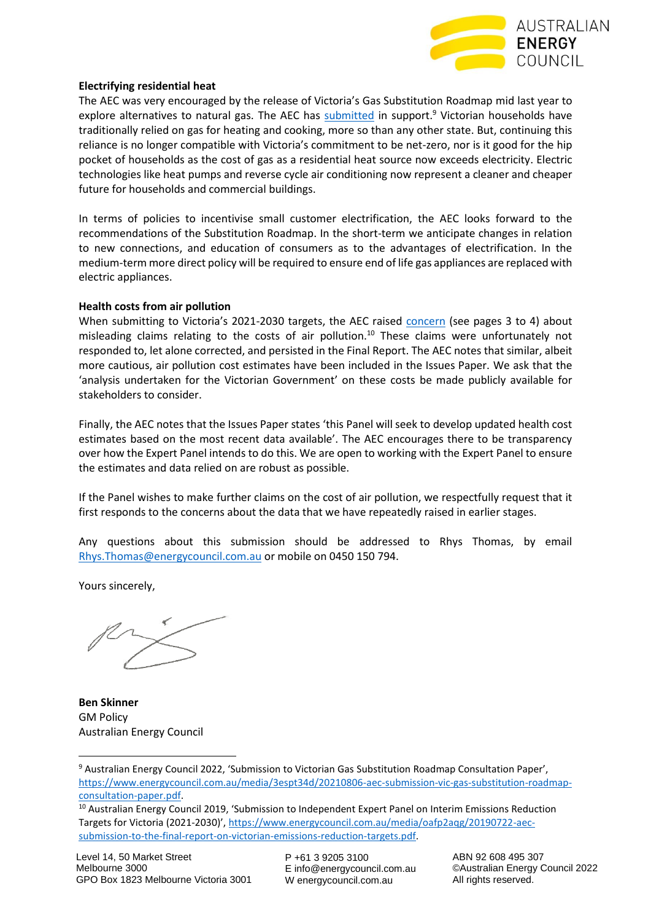**Electrifying residential heat**

The AEC was very encouraged by the release of Victoria's Gas Substitution Roadmap mid last year to explore alternatives to natural gas. The AEC has [submitted](https://www.energycouncil.com.au/media/3espt34d/20210806-aec-submission-vic-gas-substitution-roadmap-consultation-paper.pdf) in support.[9] Victorian households have traditionally relied on gas for heating and cooking, more so than any other state. But, continuing this reliance is no longer compatible with Victoria's commitment to be net-zero, nor is it good for the hip pocket of households as the cost of gas as a residential heat source now exceeds electricity. Electric technologies like heat pumps and reverse cycle air conditioning now represent a cleaner and cheaper future for households and commercial buildings.

In terms of policies to incentivise small customer electrification, the AEC looks forward to the recommendations of the Substitution Roadmap. In the short-term we anticipate changes in relation to new connections, and education of consumers as to the advantages of electrification. In the medium-term more direct policy will be required to ensure end of life gas appliances are replaced with electric appliances.

**Health costs from air pollution**

When submitting to Victoria's 2021-2030 targets, the AEC raised [concern](https://www.energycouncil.com.au/media/oafp2aqg/20190722-aec-submission-to-the-final-report-on-victorian-emissions-reduction-targets.pdf) (see pages 3 to 4) about misleading claims relating to the costs of air pollution.[10] These claims were unfortunately not responded to, let alone corrected, and persisted in the Final Report. The AEC notes that similar, albeit more cautious, air pollution cost estimates have been included in the Issues Paper. We ask that the 'analysis undertaken for the Victorian Government' on these costs be made publicly available for stakeholders to consider.

Finally, the AEC notes that the Issues Paper states 'this Panel will seek to develop updated health cost estimates based on the most recent data available'. The AEC encourages there to be transparency over how the Expert Panel intends to do this. We are open to working with the Expert Panel to ensure the estimates and data relied on are robust as possible.

If the Panel wishes to make further claims on the cost of air pollution, we respectfully request that it first responds to the concerns about the data that we have repeatedly raised in earlier stages.

Any questions about this submission should be addressed to Rhys Thomas, by email Rhys.Thomas@energycouncil.com.au or mobile on 0450 150 794.

Yours sincerely,

**Ben Skinner**
GM Policy
Australian Energy Council

---

[9] Australian Energy Council 2022, 'Submission to Victorian Gas Substitution Roadmap Consultation Paper', https://www.energycouncil.com.au/media/3espt34d/20210806-aec-submission-vic-gas-substitution-roadmap-consultation-paper.pdf.

[10] Australian Energy Council 2019, 'Submission to Independent Expert Panel on Interim Emissions Reduction Targets for Victoria (2021-2030)', https://www.energycouncil.com.au/media/oafp2aqg/20190722-aec-submission-to-the-final-report-on-victorian-emissions-reduction-targets.pdf.

Level 14, 50 Market Street
Melbourne 3000
GPO Box 1823 Melbourne Victoria 3001

P +61 3 9205 3100
E info@energycouncil.com.au
W energycouncil.com.au

ABN 92 608 495 307
©Australian Energy Council 2022
All rights reserved.